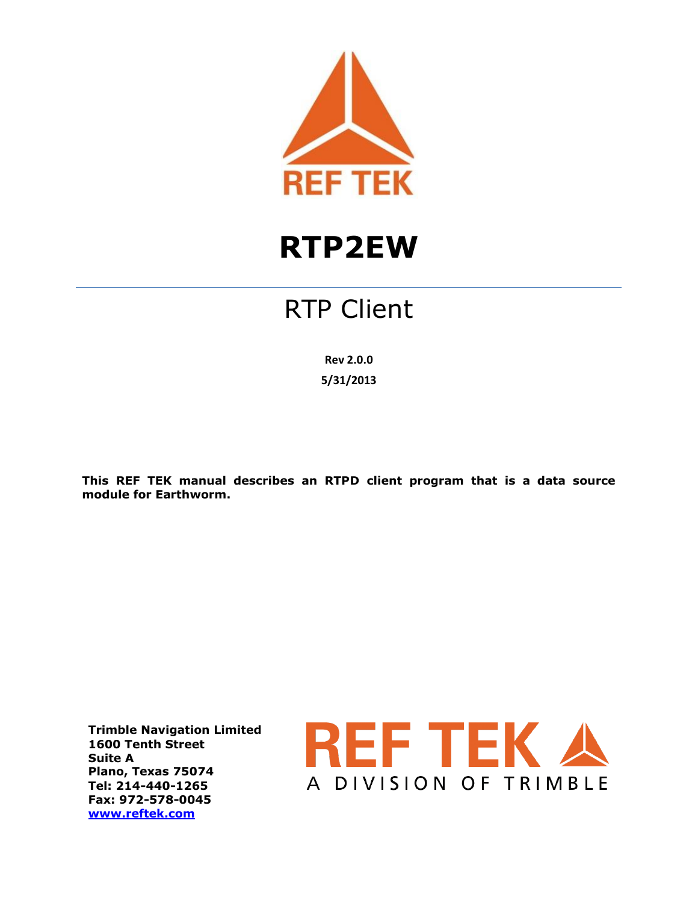REF TEK

# RTP2EW

## RTP Client

**Rev 2.0.0**

**5/31/2013**

**This REF TEK manual describes an RTPD client program that is a data source module for Earthworm.**

**Trimble Navigation Limited**
**1600 Tenth Street**
**Suite A**
**Plano, Texas 75074**
**Tel: 214-440-1265**
**Fax: 972-578-0045**
**www.reftek.com**

REF TEK
A DIVISION OF TRIMBLE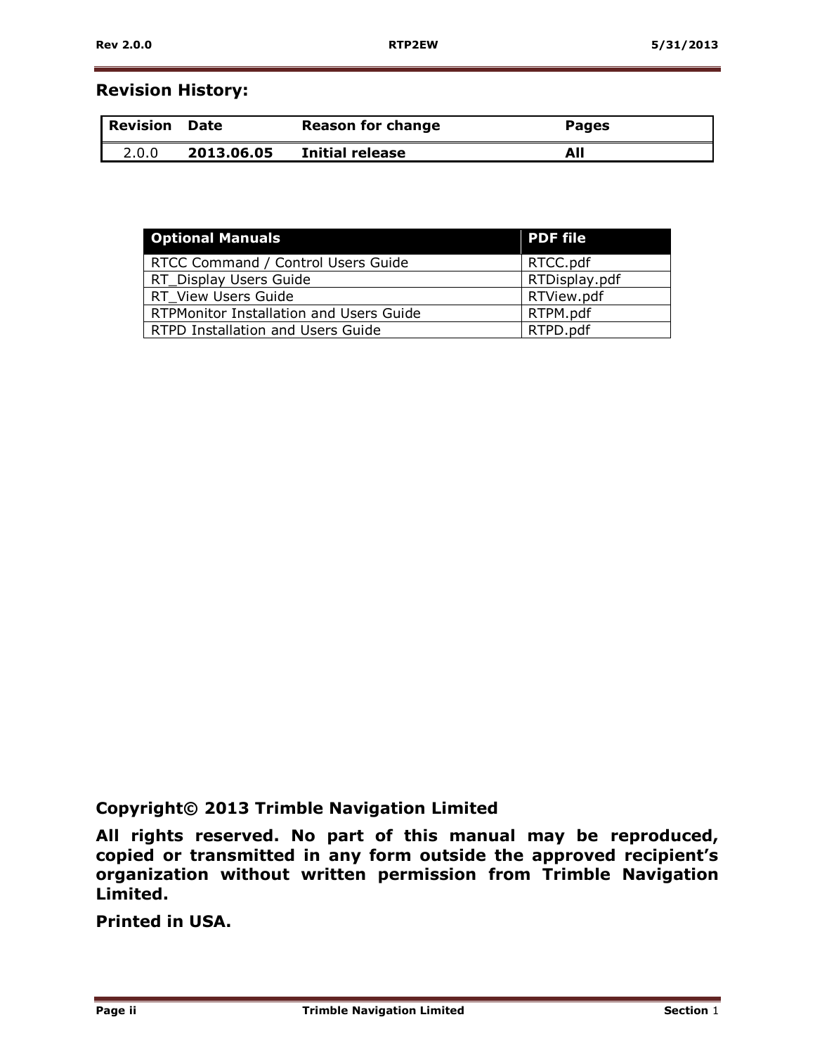## Revision History:

| Revision | Date | Reason for change | Pages |
|---|---|---|---|
| 2.0.0 | **2013.06.05** | **Initial release** | **All** |

| Optional Manuals | PDF file |
|---|---|
| RTCC Command / Control Users Guide | RTCC.pdf |
| RT_Display Users Guide | RTDisplay.pdf |
| RT_View Users Guide | RTView.pdf |
| RTPMonitor Installation and Users Guide | RTPM.pdf |
| RTPD Installation and Users Guide | RTPD.pdf |

**Copyright© 2013 Trimble Navigation Limited**

**All rights reserved. No part of this manual may be reproduced, copied or transmitted in any form outside the approved recipient's organization without written permission from Trimble Navigation Limited.**

**Printed in USA.**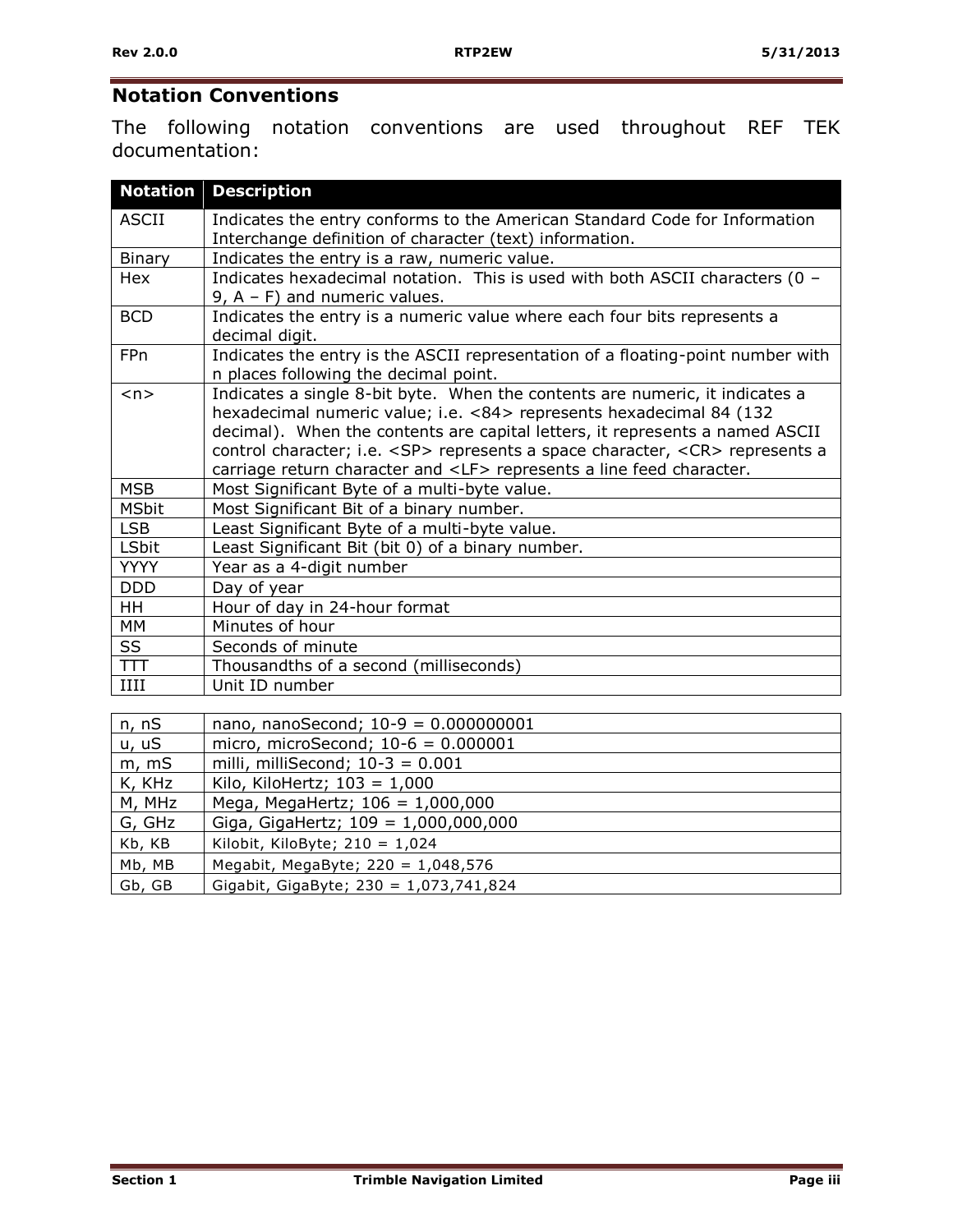## Notation Conventions

The following notation conventions are used throughout REF TEK documentation:

| Notation | Description |
| --- | --- |
| ASCII | Indicates the entry conforms to the American Standard Code for Information Interchange definition of character (text) information. |
| Binary | Indicates the entry is a raw, numeric value. |
| Hex | Indicates hexadecimal notation. This is used with both ASCII characters (0 – 9, A – F) and numeric values. |
| BCD | Indicates the entry is a numeric value where each four bits represents a decimal digit. |
| FPn | Indicates the entry is the ASCII representation of a floating-point number with n places following the decimal point. |
| <n> | Indicates a single 8-bit byte. When the contents are numeric, it indicates a hexadecimal numeric value; i.e. <84> represents hexadecimal 84 (132 decimal). When the contents are capital letters, it represents a named ASCII control character; i.e. <SP> represents a space character, <CR> represents a carriage return character and <LF> represents a line feed character. |
| MSB | Most Significant Byte of a multi-byte value. |
| MSbit | Most Significant Bit of a binary number. |
| LSB | Least Significant Byte of a multi-byte value. |
| LSbit | Least Significant Bit (bit 0) of a binary number. |
| YYYY | Year as a 4-digit number |
| DDD | Day of year |
| HH | Hour of day in 24-hour format |
| MM | Minutes of hour |
| SS | Seconds of minute |
| TTT | Thousandths of a second (milliseconds) |
| IIII | Unit ID number |

| | |
| --- | --- |
| n, nS | nano, nanoSecond; 10-9 = 0.000000001 |
| u, uS | micro, microSecond; 10-6 = 0.000001 |
| m, mS | milli, milliSecond; 10-3 = 0.001 |
| K, KHz | Kilo, KiloHertz; 103 = 1,000 |
| M, MHz | Mega, MegaHertz; 106 = 1,000,000 |
| G, GHz | Giga, GigaHertz; 109 = 1,000,000,000 |
| Kb, KB | Kilobit, KiloByte; 210 = 1,024 |
| Mb, MB | Megabit, MegaByte; 220 = 1,048,576 |
| Gb, GB | Gigabit, GigaByte; 230 = 1,073,741,824 |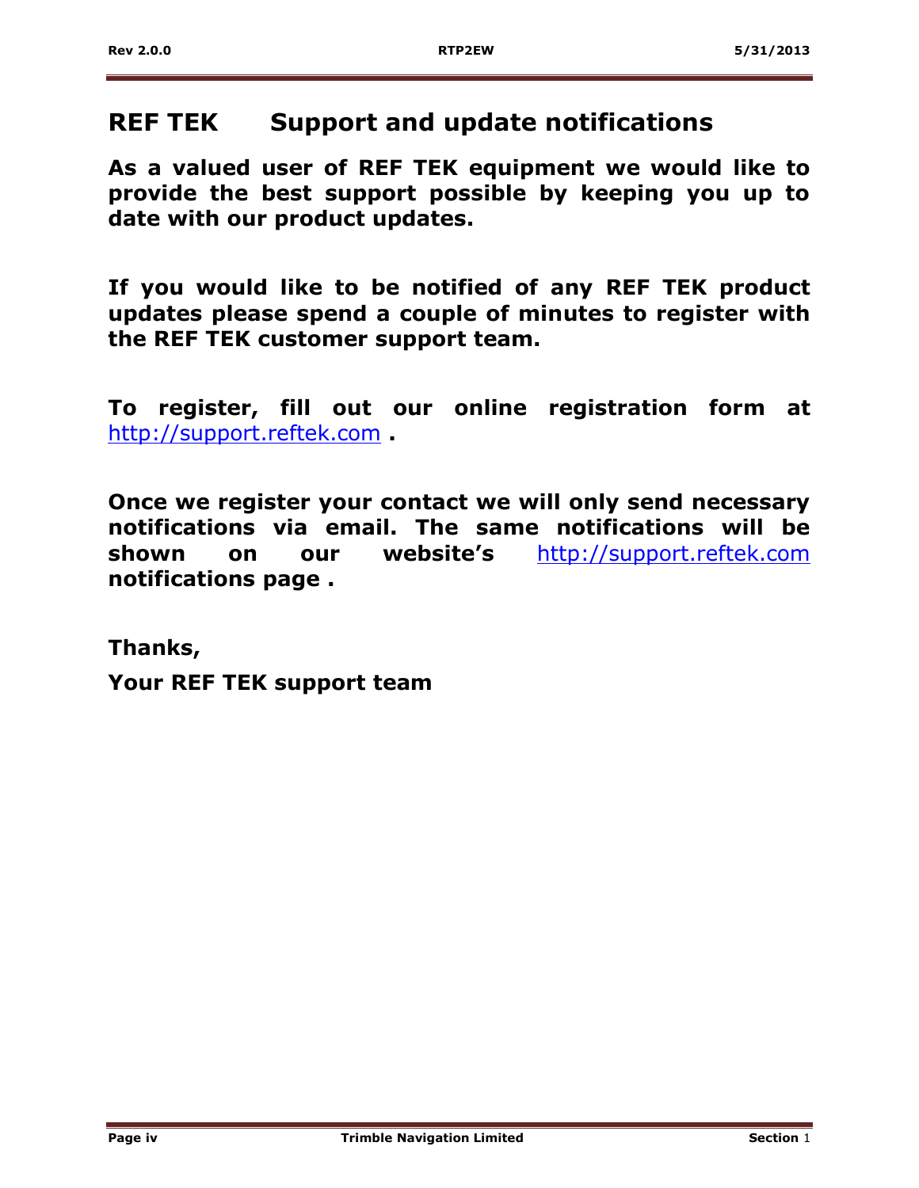# REF TEK Support and update notifications

**As a valued user of REF TEK equipment we would like to provide the best support possible by keeping you up to date with our product updates.**

**If you would like to be notified of any REF TEK product updates please spend a couple of minutes to register with the REF TEK customer support team.**

**To register, fill out our online registration form at** http://support.reftek.com **.**

**Once we register your contact we will only send necessary notifications via email. The same notifications will be shown on our website's** http://support.reftek.com **notifications page .**

**Thanks,**

**Your REF TEK support team**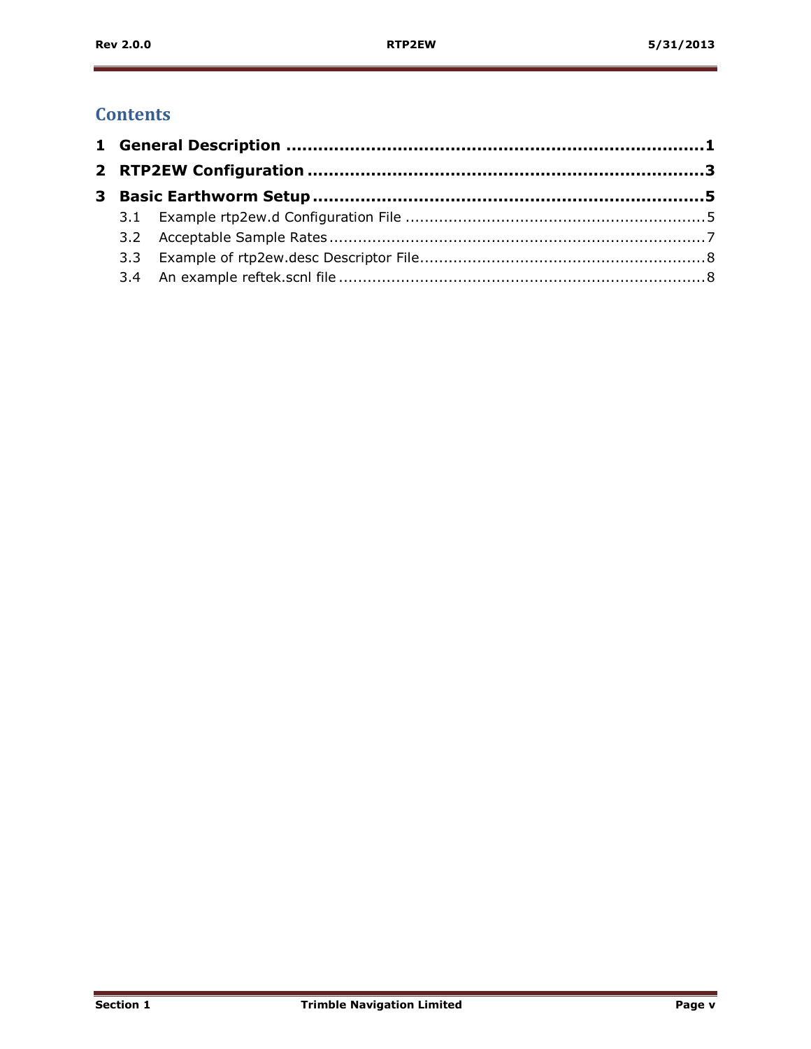# Contents

**1 General Description ........................................................................ 1**

**2 RTP2EW Configuration ..................................................................... 3**

**3 Basic Earthworm Setup .................................................................... 5**

3.1 Example rtp2ew.d Configuration File ........................................................ 5

3.2 Acceptable Sample Rates ........................................................................ 7

3.3 Example of rtp2ew.desc Descriptor File ..................................................... 8

3.4 An example reftek.scnl file ...................................................................... 8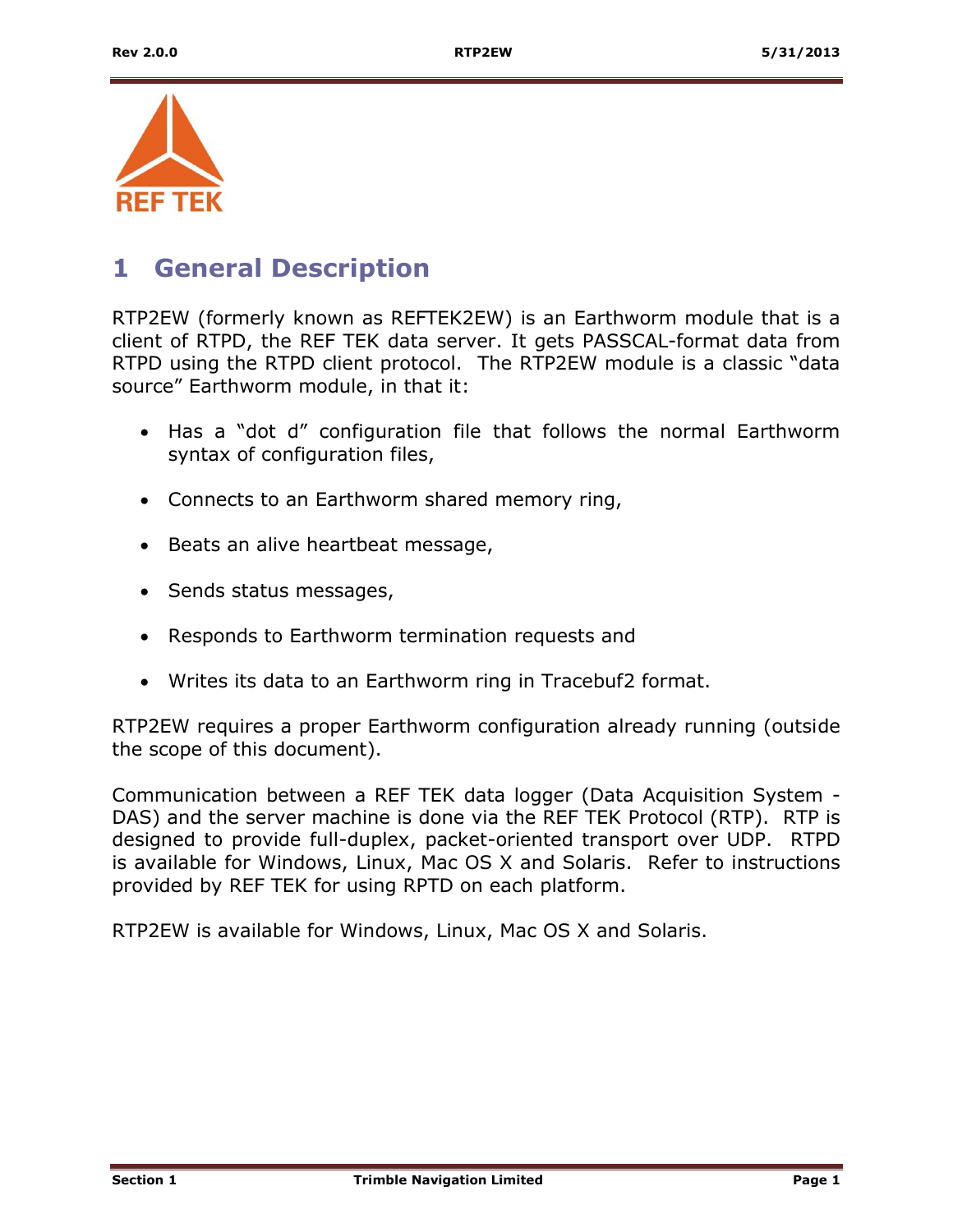# 1 General Description

RTP2EW (formerly known as REFTEK2EW) is an Earthworm module that is a client of RTPD, the REF TEK data server. It gets PASSCAL-format data from RTPD using the RTPD client protocol. The RTP2EW module is a classic "data source" Earthworm module, in that it:

- Has a "dot d" configuration file that follows the normal Earthworm syntax of configuration files,
- Connects to an Earthworm shared memory ring,
- Beats an alive heartbeat message,
- Sends status messages,
- Responds to Earthworm termination requests and
- Writes its data to an Earthworm ring in Tracebuf2 format.

RTP2EW requires a proper Earthworm configuration already running (outside the scope of this document).

Communication between a REF TEK data logger (Data Acquisition System - DAS) and the server machine is done via the REF TEK Protocol (RTP). RTP is designed to provide full-duplex, packet-oriented transport over UDP. RTPD is available for Windows, Linux, Mac OS X and Solaris. Refer to instructions provided by REF TEK for using RPTD on each platform.

RTP2EW is available for Windows, Linux, Mac OS X and Solaris.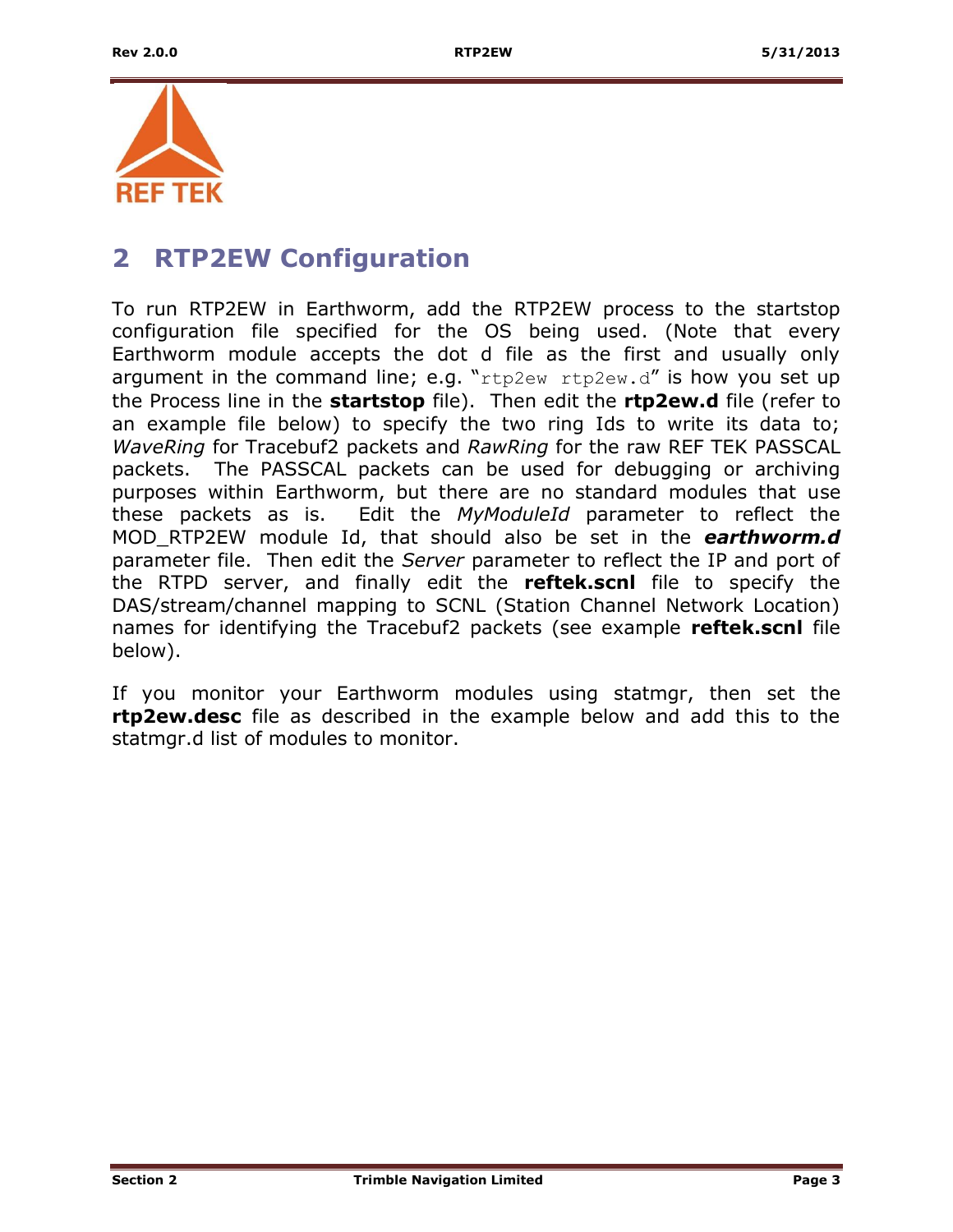# 2 RTP2EW Configuration

To run RTP2EW in Earthworm, add the RTP2EW process to the startstop configuration file specified for the OS being used. (Note that every Earthworm module accepts the dot d file as the first and usually only argument in the command line; e.g. "`rtp2ew rtp2ew.d`" is how you set up the Process line in the **startstop** file). Then edit the **rtp2ew.d** file (refer to an example file below) to specify the two ring Ids to write its data to; *WaveRing* for Tracebuf2 packets and *RawRing* for the raw REF TEK PASSCAL packets. The PASSCAL packets can be used for debugging or archiving purposes within Earthworm, but there are no standard modules that use these packets as is. Edit the *MyModuleId* parameter to reflect the MOD_RTP2EW module Id, that should also be set in the ***earthworm.d*** parameter file. Then edit the *Server* parameter to reflect the IP and port of the RTPD server, and finally edit the **reftek.scnl** file to specify the DAS/stream/channel mapping to SCNL (Station Channel Network Location) names for identifying the Tracebuf2 packets (see example **reftek.scnl** file below).

If you monitor your Earthworm modules using statmgr, then set the **rtp2ew.desc** file as described in the example below and add this to the statmgr.d list of modules to monitor.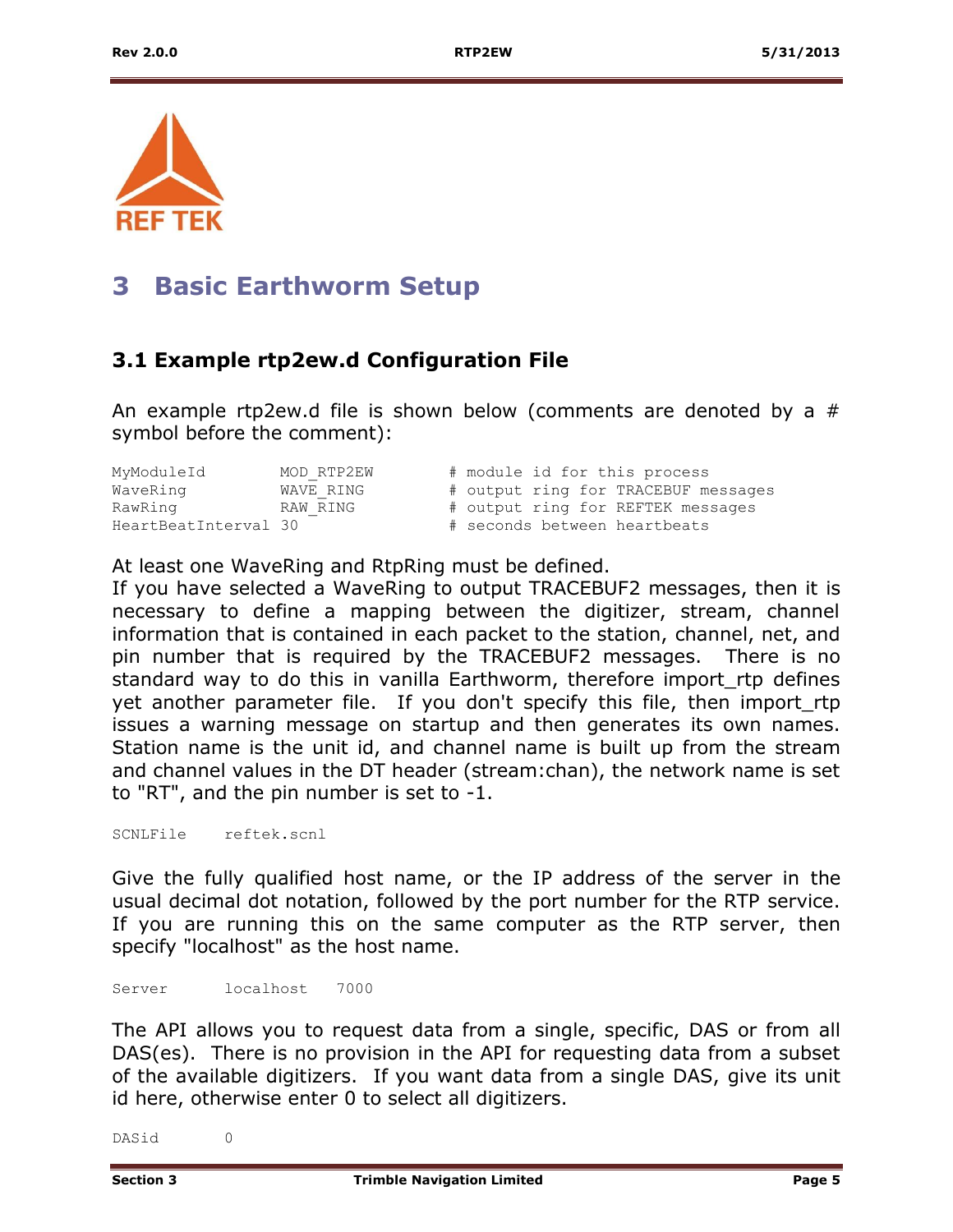# 3 Basic Earthworm Setup

## 3.1 Example rtp2ew.d Configuration File

An example rtp2ew.d file is shown below (comments are denoted by a # symbol before the comment):

```
MyModuleId        MOD_RTP2EW        # module id for this process
WaveRing          WAVE_RING         # output ring for TRACEBUF messages
RawRing           RAW_RING          # output ring for REFTEK messages
HeartBeatInterval 30                # seconds between heartbeats
```

At least one WaveRing and RtpRing must be defined.
If you have selected a WaveRing to output TRACEBUF2 messages, then it is necessary to define a mapping between the digitizer, stream, channel information that is contained in each packet to the station, channel, net, and pin number that is required by the TRACEBUF2 messages. There is no standard way to do this in vanilla Earthworm, therefore import_rtp defines yet another parameter file. If you don't specify this file, then import_rtp issues a warning message on startup and then generates its own names. Station name is the unit id, and channel name is built up from the stream and channel values in the DT header (stream:chan), the network name is set to "RT", and the pin number is set to -1.

```
SCNLFile    reftek.scnl
```

Give the fully qualified host name, or the IP address of the server in the usual decimal dot notation, followed by the port number for the RTP service. If you are running this on the same computer as the RTP server, then specify "localhost" as the host name.

```
Server      localhost   7000
```

The API allows you to request data from a single, specific, DAS or from all DAS(es). There is no provision in the API for requesting data from a subset of the available digitizers. If you want data from a single DAS, give its unit id here, otherwise enter 0 to select all digitizers.

```
DASid       0
```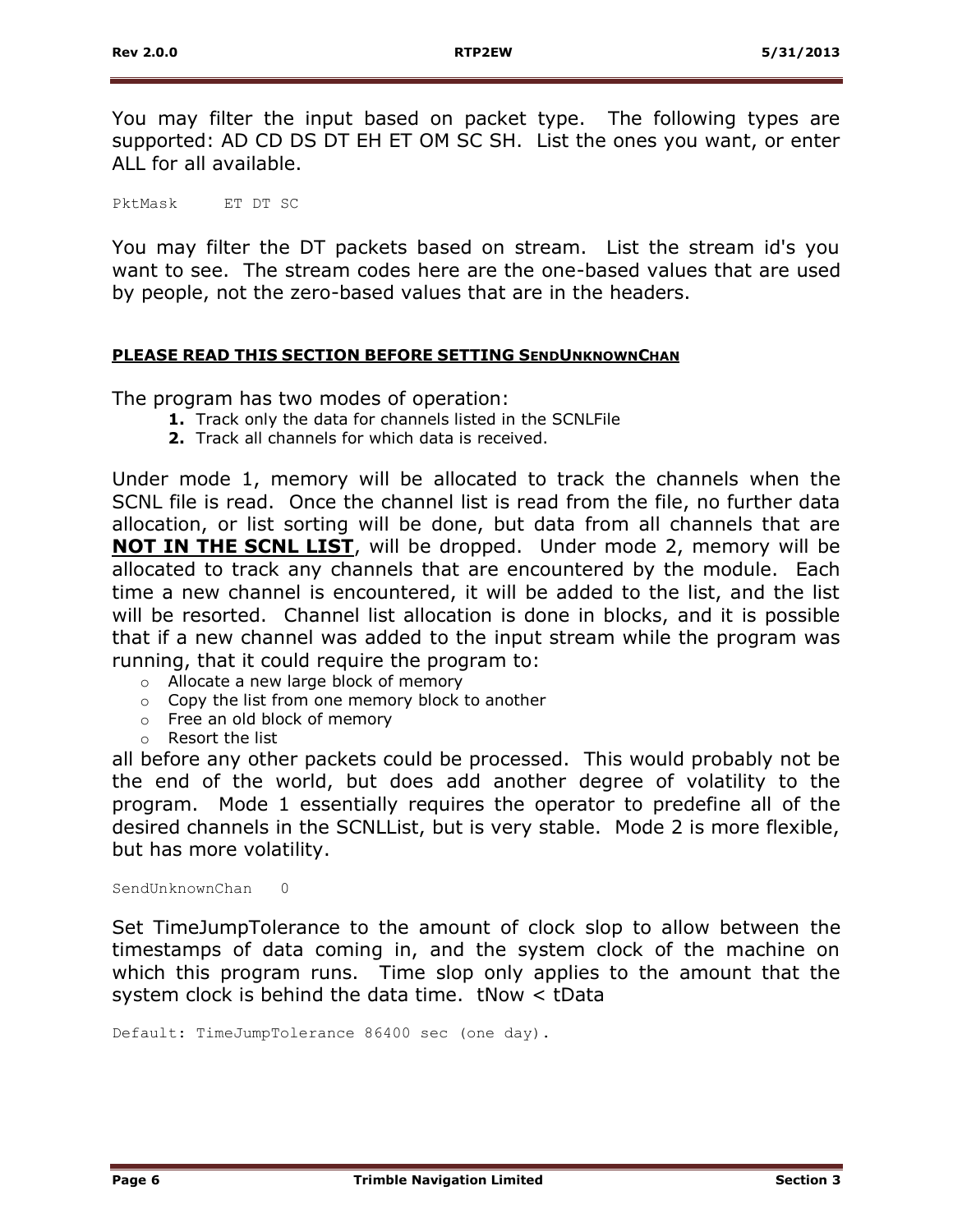You may filter the input based on packet type. The following types are supported: AD CD DS DT EH ET OM SC SH. List the ones you want, or enter ALL for all available.

```
PktMask      ET DT SC
```

You may filter the DT packets based on stream. List the stream id's you want to see. The stream codes here are the one-based values that are used by people, not the zero-based values that are in the headers.

**PLEASE READ THIS SECTION BEFORE SETTING SENDUNKNOWNCHAN**

The program has two modes of operation:

1. Track only the data for channels listed in the SCNLFile
2. Track all channels for which data is received.

Under mode 1, memory will be allocated to track the channels when the SCNL file is read. Once the channel list is read from the file, no further data allocation, or list sorting will be done, but data from all channels that are **NOT IN THE SCNL LIST**, will be dropped. Under mode 2, memory will be allocated to track any channels that are encountered by the module. Each time a new channel is encountered, it will be added to the list, and the list will be resorted. Channel list allocation is done in blocks, and it is possible that if a new channel was added to the input stream while the program was running, that it could require the program to:

- Allocate a new large block of memory
- Copy the list from one memory block to another
- Free an old block of memory
- Resort the list

all before any other packets could be processed. This would probably not be the end of the world, but does add another degree of volatility to the program. Mode 1 essentially requires the operator to predefine all of the desired channels in the SCNLList, but is very stable. Mode 2 is more flexible, but has more volatility.

```
SendUnknownChan   0
```

Set TimeJumpTolerance to the amount of clock slop to allow between the timestamps of data coming in, and the system clock of the machine on which this program runs. Time slop only applies to the amount that the system clock is behind the data time. tNow < tData

```
Default: TimeJumpTolerance 86400 sec (one day).
```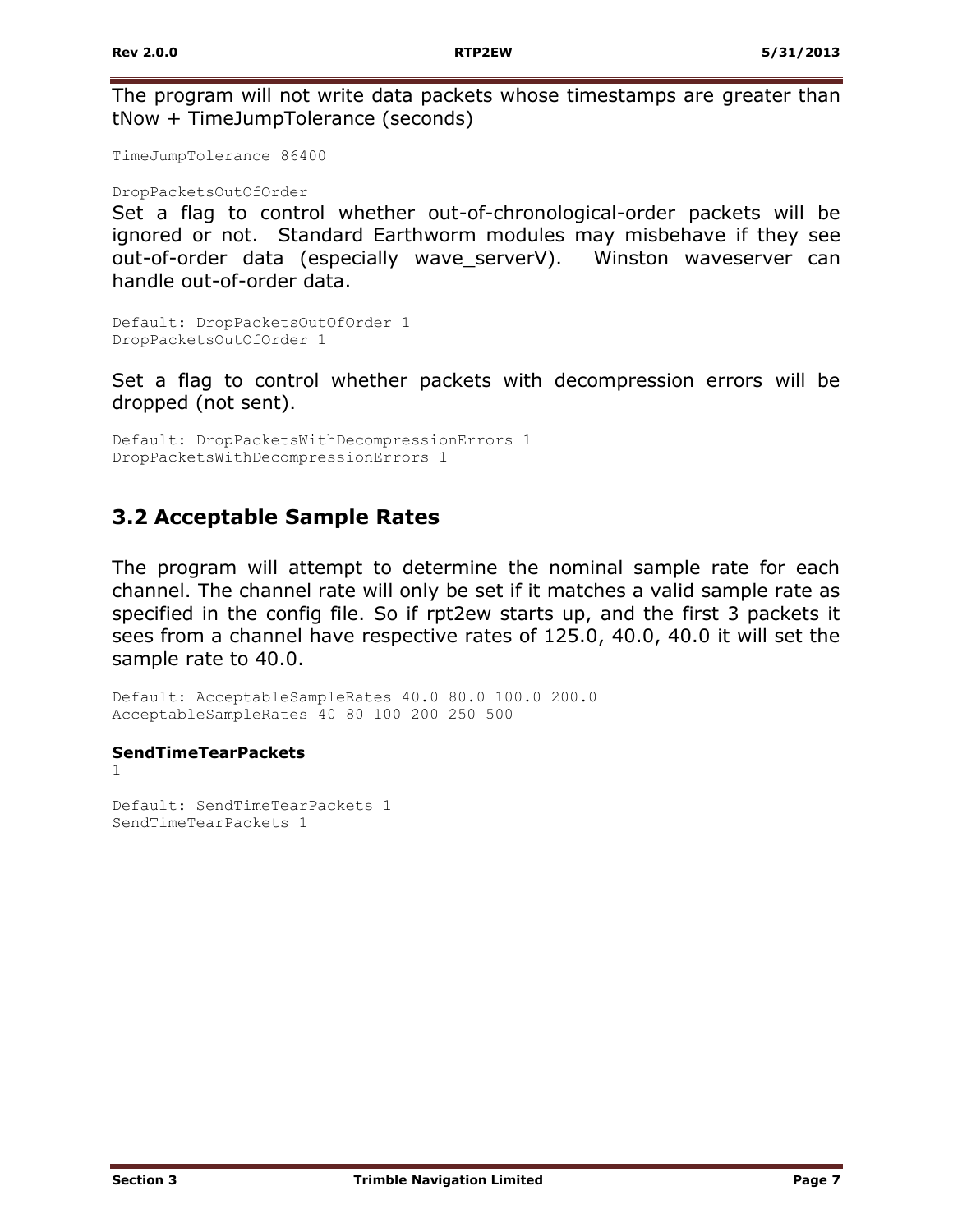The program will not write data packets whose timestamps are greater than tNow + TimeJumpTolerance (seconds)

```
TimeJumpTolerance 86400
```

```
DropPacketsOutOfOrder
```

Set a flag to control whether out-of-chronological-order packets will be ignored or not. Standard Earthworm modules may misbehave if they see out-of-order data (especially wave_serverV). Winston waveserver can handle out-of-order data.

```
Default: DropPacketsOutOfOrder 1
DropPacketsOutOfOrder 1
```

Set a flag to control whether packets with decompression errors will be dropped (not sent).

```
Default: DropPacketsWithDecompressionErrors 1
DropPacketsWithDecompressionErrors 1
```

## 3.2 Acceptable Sample Rates

The program will attempt to determine the nominal sample rate for each channel. The channel rate will only be set if it matches a valid sample rate as specified in the config file. So if rpt2ew starts up, and the first 3 packets it sees from a channel have respective rates of 125.0, 40.0, 40.0 it will set the sample rate to 40.0.

```
Default: AcceptableSampleRates 40.0 80.0 100.0 200.0
AcceptableSampleRates 40 80 100 200 250 500
```

**SendTimeTearPackets**

1

```
Default: SendTimeTearPackets 1
SendTimeTearPackets 1
```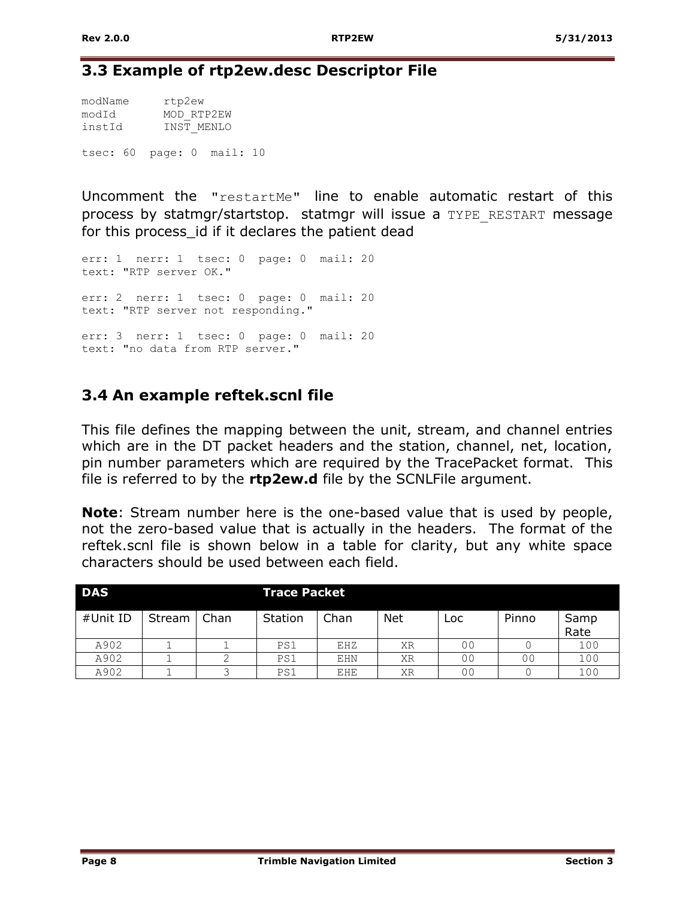### 3.3 Example of rtp2ew.desc Descriptor File

```
modName      rtp2ew
modId        MOD_RTP2EW
instId       INST_MENLO

tsec: 60  page: 0  mail: 10
```

Uncomment the "restartMe" line to enable automatic restart of this process by statmgr/startstop. statmgr will issue a TYPE_RESTART message for this process_id if it declares the patient dead

```
err: 1  nerr: 1  tsec: 0  page: 0  mail: 20
text: "RTP server OK."

err: 2  nerr: 1  tsec: 0  page: 0  mail: 20
text: "RTP server not responding."

err: 3  nerr: 1  tsec: 0  page: 0  mail: 20
text: "no data from RTP server."
```

### 3.4 An example reftek.scnl file

This file defines the mapping between the unit, stream, and channel entries which are in the DT packet headers and the station, channel, net, location, pin number parameters which are required by the TracePacket format. This file is referred to by the **rtp2ew.d** file by the SCNLFile argument.

**Note**: Stream number here is the one-based value that is used by people, not the zero-based value that is actually in the headers. The format of the reftek.scnl file is shown below in a table for clarity, but any white space characters should be used between each field.

| DAS | | | Trace Packet | | | | | |
|---|---|---|---|---|---|---|---|---|
| #Unit ID | Stream | Chan | Station | Chan | Net | Loc | Pinno | Samp Rate |
| A902 | 1 | 1 | PS1 | EHZ | XR | 00 | 0 | 100 |
| A902 | 1 | 2 | PS1 | EHN | XR | 00 | 00 | 100 |
| A902 | 1 | 3 | PS1 | EHE | XR | 00 | 0 | 100 |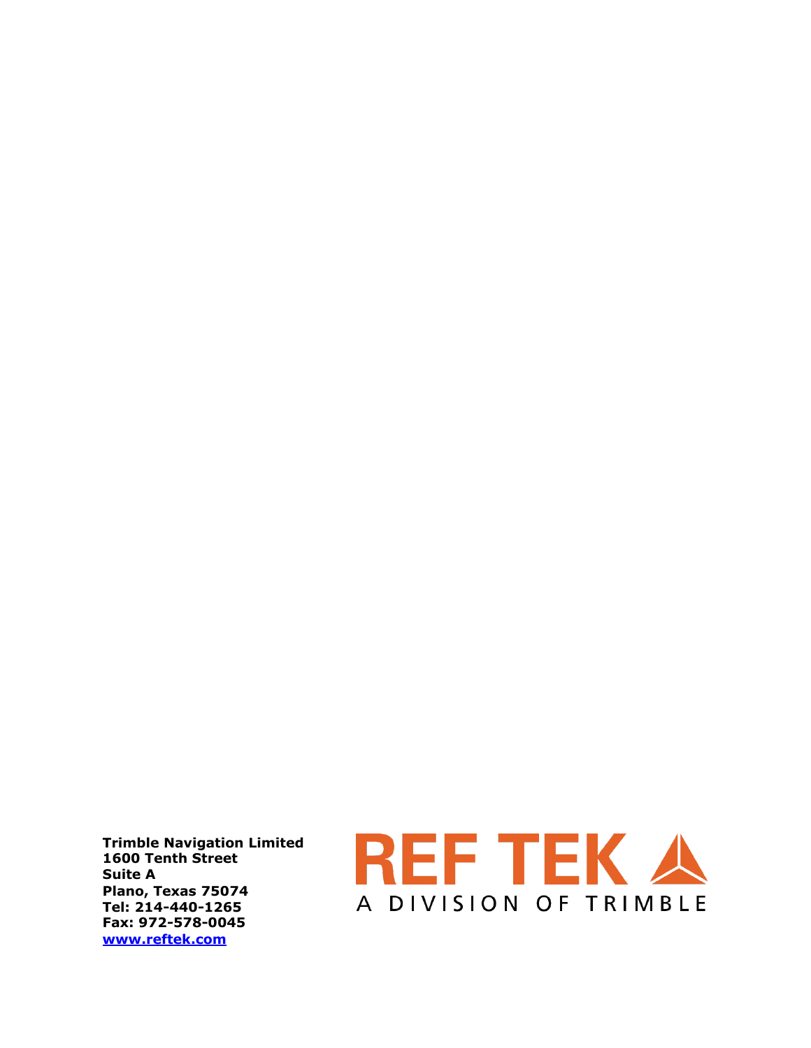**Trimble Navigation Limited**
**1600 Tenth Street**
**Suite A**
**Plano, Texas 75074**
**Tel: 214-440-1265**
**Fax: 972-578-0045**
**[www.reftek.com](http://www.reftek.com)**

REF TEK
A DIVISION OF TRIMBLE